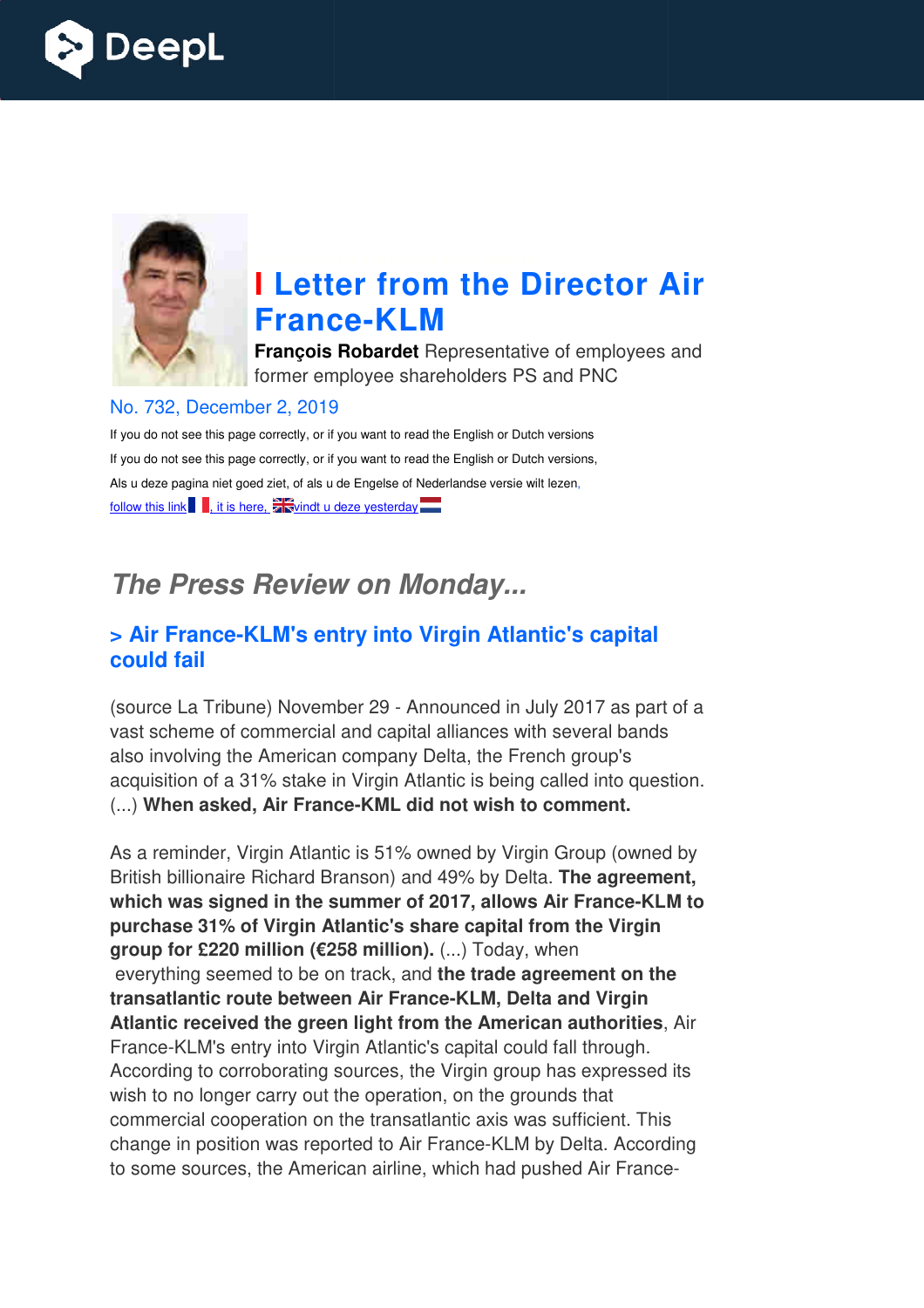# Letter from the Director Air France-KLM

**François Robardet** Representative of employees and former employee shareholders PS and PNC

No. 732, December 2, 2019

If you do not see this page correctly, or if you want to read the English or Dutch versions

If you do not see this page correctly, or if you want to read the English or Dutch versions,

Als u deze pagina niet goed ziet, of als u de Engelse of Nederlandse versie wilt lezen,

follow this link , it is here, vindt u deze yesterday

## *The Press Review on Monday...*

### > Air France-KLM's entry into Virgin Atlantic's capital could fail

(source La Tribune) November 29 - Announced in July 2017 as part of a vast scheme of commercial and capital alliances with several bands also involving the American company Delta, the French group's acquisition of a 31% stake in Virgin Atlantic is being called into question. (...) **When asked, Air France-KML did not wish to comment.**

As a reminder, Virgin Atlantic is 51% owned by Virgin Group (owned by British billionaire Richard Branson) and 49% by Delta. **The agreement, which was signed in the summer of 2017, allows Air France-KLM to purchase 31% of Virgin Atlantic's share capital from the Virgin group for £220 million (€258 million).** (...) Today, when everything seemed to be on track, and **the trade agreement on the transatlantic route between Air France-KLM, Delta and Virgin Atlantic received the green light from the American authorities**, Air France-KLM's entry into Virgin Atlantic's capital could fall through. According to corroborating sources, the Virgin group has expressed its wish to no longer carry out the operation, on the grounds that commercial cooperation on the transatlantic axis was sufficient. This change in position was reported to Air France-KLM by Delta. According to some sources, the American airline, which had pushed Air France-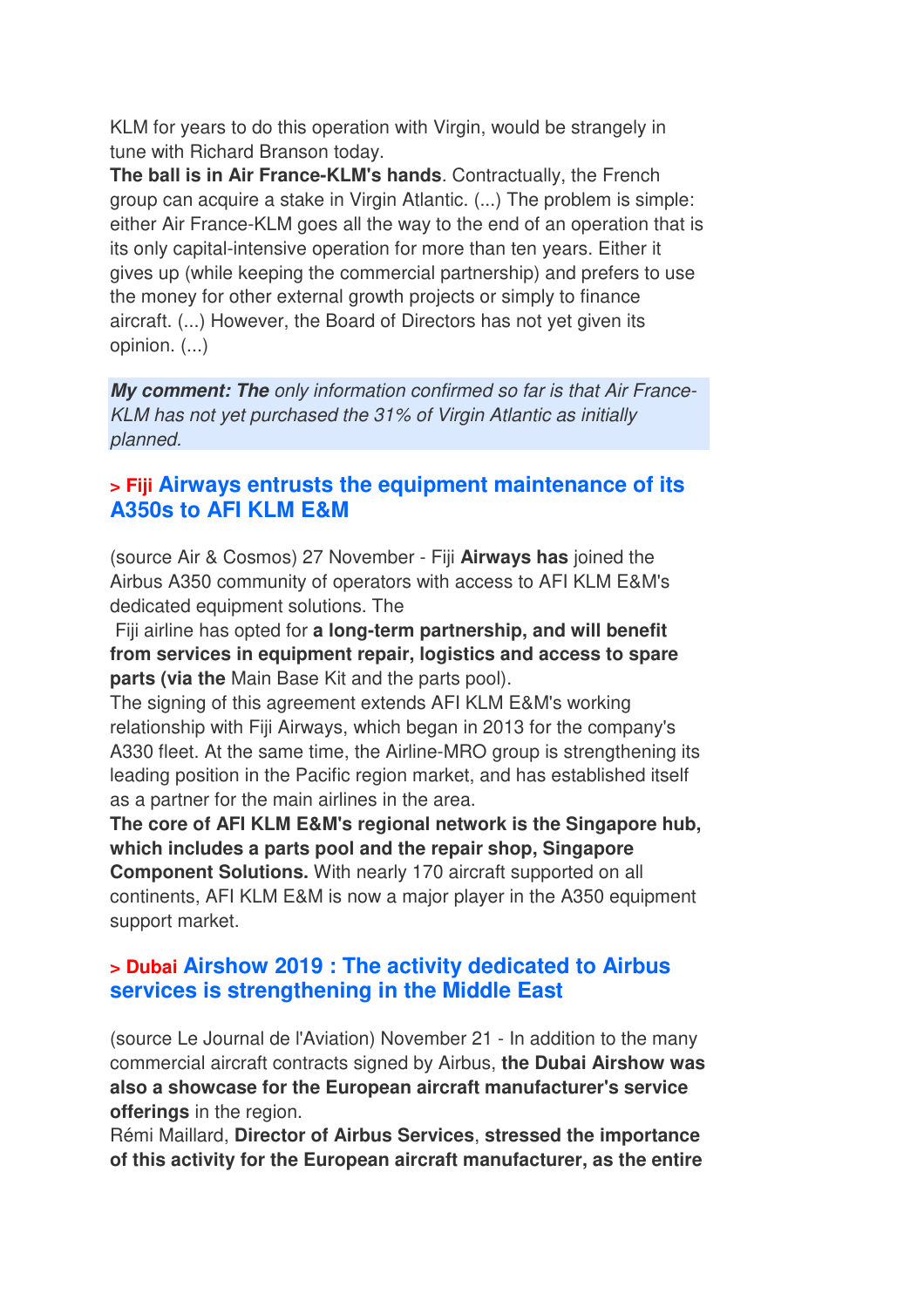KLM for years to do this operation with Virgin, would be strangely in tune with Richard Branson today.

**The ball is in Air France-KLM's hands**. Contractually, the French group can acquire a stake in Virgin Atlantic. (...) The problem is simple: either Air France-KLM goes all the way to the end of an operation that is its only capital-intensive operation for more than ten years. Either it gives up (while keeping the commercial partnership) and prefers to use the money for other external growth projects or simply to finance aircraft. (...) However, the Board of Directors has not yet given its opinion. (...)

***My comment: The*** *only information confirmed so far is that Air France-KLM has not yet purchased the 31% of Virgin Atlantic as initially planned.*

### > Fiji Airways entrusts the equipment maintenance of its A350s to AFI KLM E&M

(source Air & Cosmos) 27 November - Fiji **Airways has** joined the Airbus A350 community of operators with access to AFI KLM E&M's dedicated equipment solutions. The Fiji airline has opted for **a long-term partnership, and will benefit from services in equipment repair, logistics and access to spare parts (via the** Main Base Kit and the parts pool).

The signing of this agreement extends AFI KLM E&M's working relationship with Fiji Airways, which began in 2013 for the company's A330 fleet. At the same time, the Airline-MRO group is strengthening its leading position in the Pacific region market, and has established itself as a partner for the main airlines in the area.

**The core of AFI KLM E&M's regional network is the Singapore hub, which includes a parts pool and the repair shop, Singapore Component Solutions.** With nearly 170 aircraft supported on all continents, AFI KLM E&M is now a major player in the A350 equipment support market.

### > Dubai Airshow 2019 : The activity dedicated to Airbus services is strengthening in the Middle East

(source Le Journal de l'Aviation) November 21 - In addition to the many commercial aircraft contracts signed by Airbus, **the Dubai Airshow was also a showcase for the European aircraft manufacturer's service offerings** in the region.

Rémi Maillard, **Director of Airbus Services**, **stressed the importance of this activity for the European aircraft manufacturer, as the entire**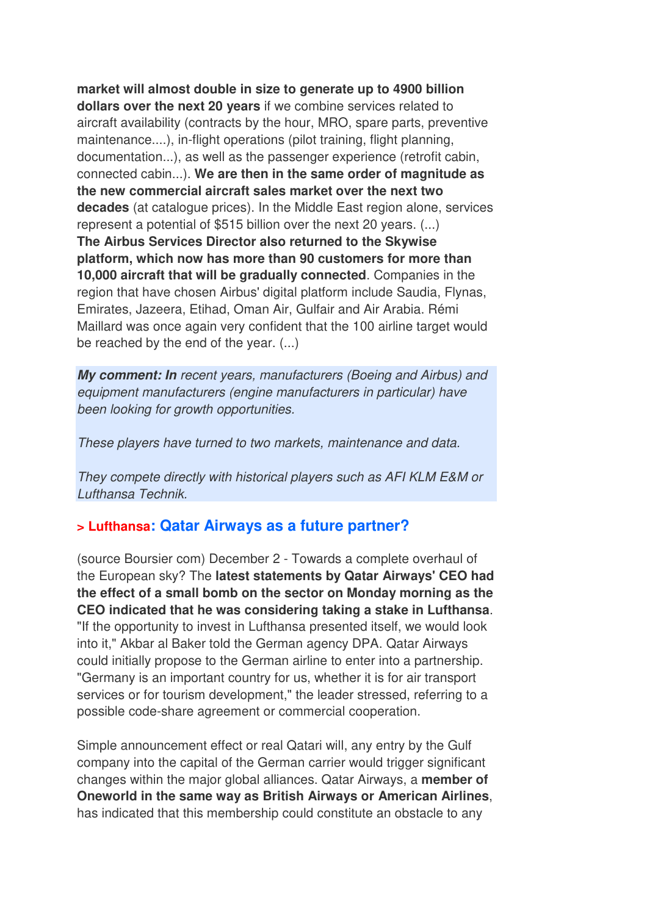**market will almost double in size to generate up to 4900 billion dollars over the next 20 years** if we combine services related to aircraft availability (contracts by the hour, MRO, spare parts, preventive maintenance....), in-flight operations (pilot training, flight planning, documentation...), as well as the passenger experience (retrofit cabin, connected cabin...). **We are then in the same order of magnitude as the new commercial aircraft sales market over the next two decades** (at catalogue prices). In the Middle East region alone, services represent a potential of $515 billion over the next 20 years. (...)
**The Airbus Services Director also returned to the Skywise platform, which now has more than 90 customers for more than 10,000 aircraft that will be gradually connected**. Companies in the region that have chosen Airbus' digital platform include Saudia, Flynas, Emirates, Jazeera, Etihad, Oman Air, Gulfair and Air Arabia. Rémi Maillard was once again very confident that the 100 airline target would be reached by the end of the year. (...)

***My comment: In*** *recent years, manufacturers (Boeing and Airbus) and equipment manufacturers (engine manufacturers in particular) have been looking for growth opportunities.*

*These players have turned to two markets, maintenance and data.*

*They compete directly with historical players such as AFI KLM E&M or Lufthansa Technik.*

## > Lufthansa: Qatar Airways as a future partner?

(source Boursier com) December 2 - Towards a complete overhaul of the European sky? The **latest statements by Qatar Airways' CEO had the effect of a small bomb on the sector on Monday morning as the CEO indicated that he was considering taking a stake in Lufthansa**. "If the opportunity to invest in Lufthansa presented itself, we would look into it," Akbar al Baker told the German agency DPA. Qatar Airways could initially propose to the German airline to enter into a partnership. "Germany is an important country for us, whether it is for air transport services or for tourism development," the leader stressed, referring to a possible code-share agreement or commercial cooperation.

Simple announcement effect or real Qatari will, any entry by the Gulf company into the capital of the German carrier would trigger significant changes within the major global alliances. Qatar Airways, a **member of Oneworld in the same way as British Airways or American Airlines**, has indicated that this membership could constitute an obstacle to any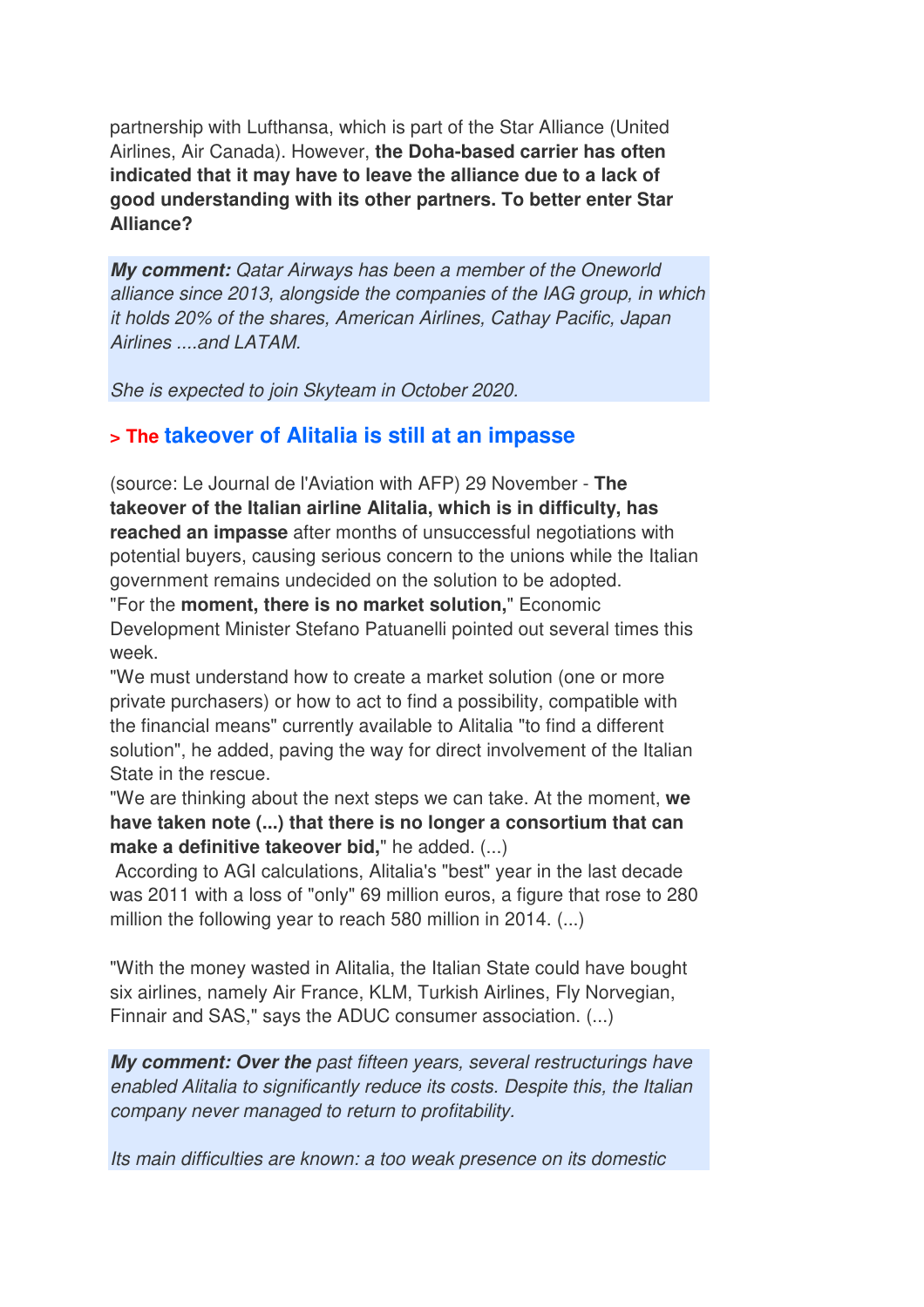partnership with Lufthansa, which is part of the Star Alliance (United Airlines, Air Canada). However, **the Doha-based carrier has often indicated that it may have to leave the alliance due to a lack of good understanding with its other partners. To better enter Star Alliance?**

***My comment:*** *Qatar Airways has been a member of the Oneworld alliance since 2013, alongside the companies of the IAG group, in which it holds 20% of the shares, American Airlines, Cathay Pacific, Japan Airlines ....and LATAM.*

*She is expected to join Skyteam in October 2020.*

## > The takeover of Alitalia is still at an impasse

(source: Le Journal de l'Aviation with AFP) 29 November - **The takeover of the Italian airline Alitalia, which is in difficulty, has reached an impasse** after months of unsuccessful negotiations with potential buyers, causing serious concern to the unions while the Italian government remains undecided on the solution to be adopted.

"For the **moment, there is no market solution,**" Economic Development Minister Stefano Patuanelli pointed out several times this week.

"We must understand how to create a market solution (one or more private purchasers) or how to act to find a possibility, compatible with the financial means" currently available to Alitalia "to find a different solution", he added, paving the way for direct involvement of the Italian State in the rescue.

"We are thinking about the next steps we can take. At the moment, **we have taken note (...) that there is no longer a consortium that can make a definitive takeover bid,**" he added. (...)

According to AGI calculations, Alitalia's "best" year in the last decade was 2011 with a loss of "only" 69 million euros, a figure that rose to 280 million the following year to reach 580 million in 2014. (...)

"With the money wasted in Alitalia, the Italian State could have bought six airlines, namely Air France, KLM, Turkish Airlines, Fly Norvegian, Finnair and SAS," says the ADUC consumer association. (...)

***My comment: Over the*** *past fifteen years, several restructurings have enabled Alitalia to significantly reduce its costs. Despite this, the Italian company never managed to return to profitability.*

*Its main difficulties are known: a too weak presence on its domestic*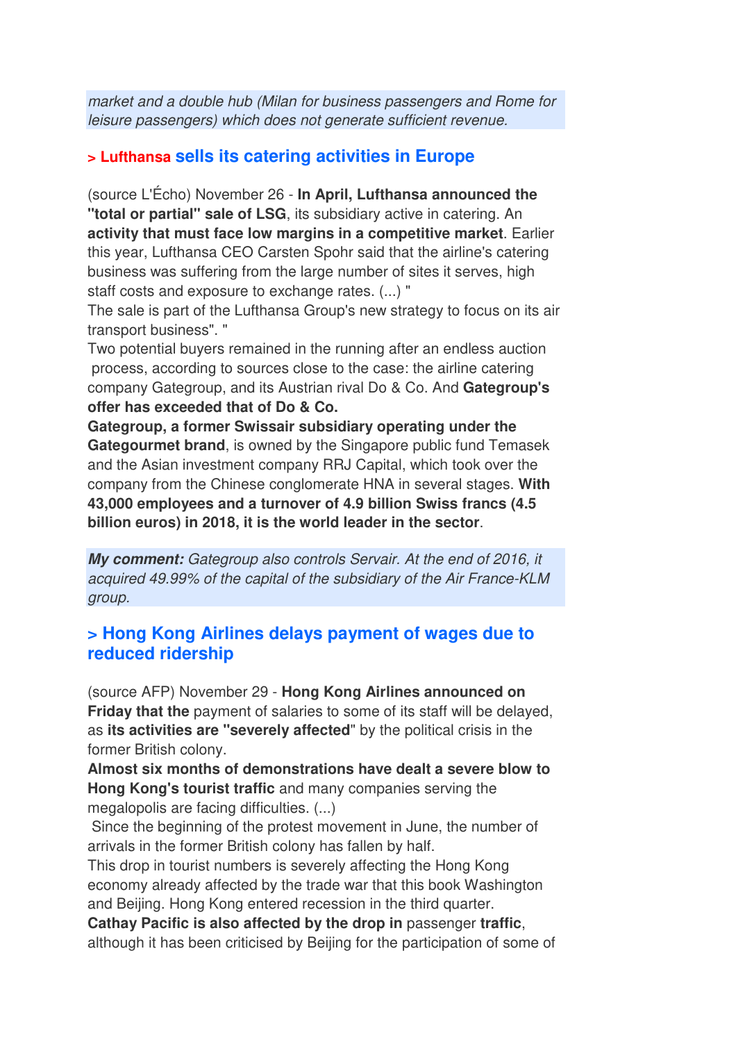*market and a double hub (Milan for business passengers and Rome for leisure passengers) which does not generate sufficient revenue.*

### > Lufthansa sells its catering activities in Europe

(source L'Écho) November 26 - **In April, Lufthansa announced the "total or partial" sale of LSG**, its subsidiary active in catering. An **activity that must face low margins in a competitive market**. Earlier this year, Lufthansa CEO Carsten Spohr said that the airline's catering business was suffering from the large number of sites it serves, high staff costs and exposure to exchange rates. (...) "
The sale is part of the Lufthansa Group's new strategy to focus on its air transport business". "
Two potential buyers remained in the running after an endless auction process, according to sources close to the case: the airline catering company Gategroup, and its Austrian rival Do & Co. And **Gategroup's offer has exceeded that of Do & Co.**
**Gategroup, a former Swissair subsidiary operating under the Gategourmet brand**, is owned by the Singapore public fund Temasek and the Asian investment company RRJ Capital, which took over the company from the Chinese conglomerate HNA in several stages. **With 43,000 employees and a turnover of 4.9 billion Swiss francs (4.5 billion euros) in 2018, it is the world leader in the sector**.

***My comment:*** *Gategroup also controls Servair. At the end of 2016, it acquired 49.99% of the capital of the subsidiary of the Air France-KLM group.*

### > Hong Kong Airlines delays payment of wages due to reduced ridership

(source AFP) November 29 - **Hong Kong Airlines announced on Friday that the** payment of salaries to some of its staff will be delayed, as **its activities are "severely affected**" by the political crisis in the former British colony.
**Almost six months of demonstrations have dealt a severe blow to Hong Kong's tourist traffic** and many companies serving the megalopolis are facing difficulties. (...)
Since the beginning of the protest movement in June, the number of arrivals in the former British colony has fallen by half.
This drop in tourist numbers is severely affecting the Hong Kong economy already affected by the trade war that this book Washington and Beijing. Hong Kong entered recession in the third quarter.
**Cathay Pacific is also affected by the drop in** passenger **traffic**, although it has been criticised by Beijing for the participation of some of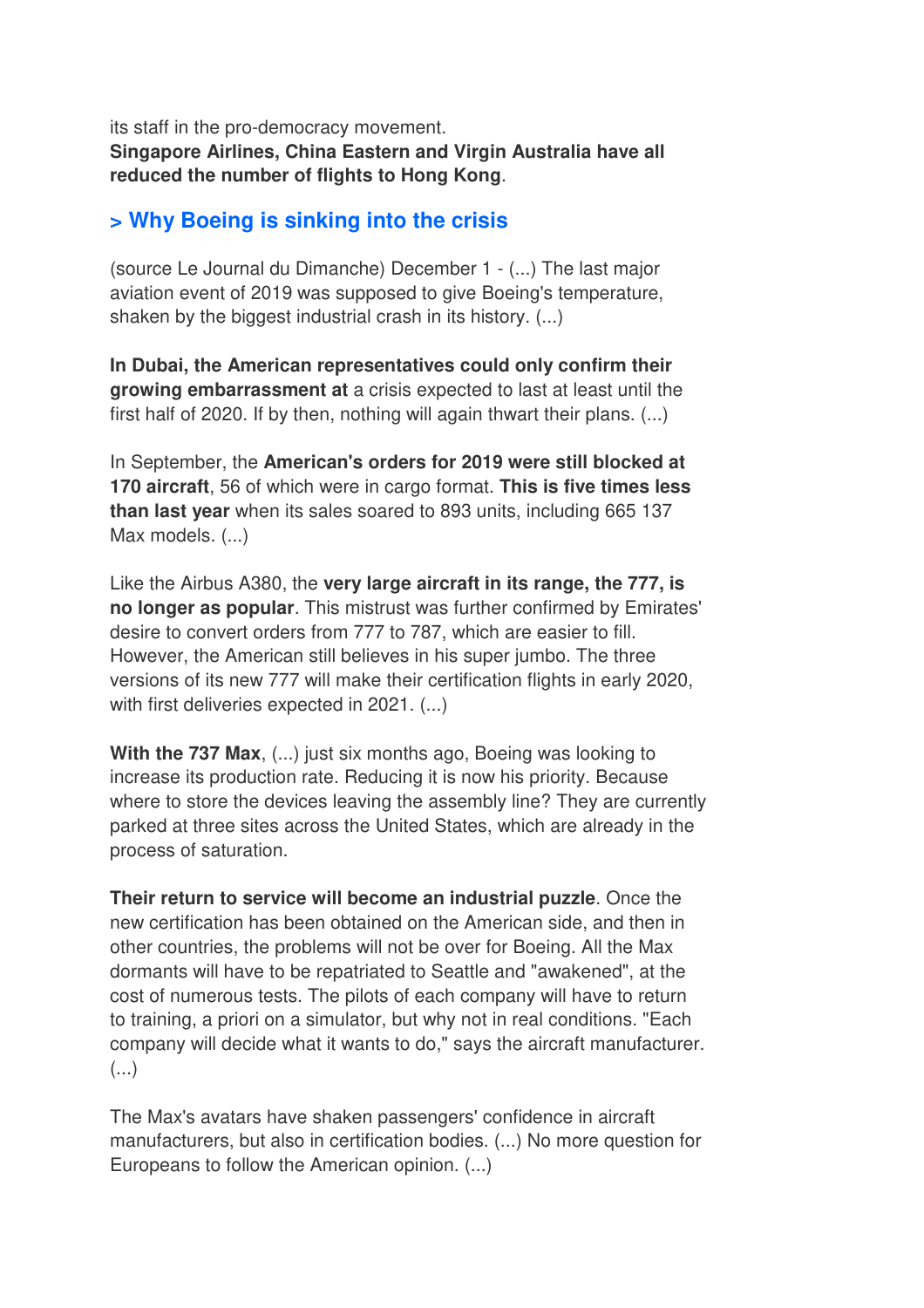its staff in the pro-democracy movement.
**Singapore Airlines, China Eastern and Virgin Australia have all reduced the number of flights to Hong Kong**.

## > Why Boeing is sinking into the crisis

(source Le Journal du Dimanche) December 1 - (...) The last major aviation event of 2019 was supposed to give Boeing's temperature, shaken by the biggest industrial crash in its history. (...)

**In Dubai, the American representatives could only confirm their growing embarrassment at** a crisis expected to last at least until the first half of 2020. If by then, nothing will again thwart their plans. (...)

In September, the **American's orders for 2019 were still blocked at 170 aircraft**, 56 of which were in cargo format. **This is five times less than last year** when its sales soared to 893 units, including 665 137 Max models. (...)

Like the Airbus A380, the **very large aircraft in its range, the 777, is no longer as popular**. This mistrust was further confirmed by Emirates' desire to convert orders from 777 to 787, which are easier to fill. However, the American still believes in his super jumbo. The three versions of its new 777 will make their certification flights in early 2020, with first deliveries expected in 2021. (...)

**With the 737 Max**, (...) just six months ago, Boeing was looking to increase its production rate. Reducing it is now his priority. Because where to store the devices leaving the assembly line? They are currently parked at three sites across the United States, which are already in the process of saturation.

**Their return to service will become an industrial puzzle**. Once the new certification has been obtained on the American side, and then in other countries, the problems will not be over for Boeing. All the Max dormants will have to be repatriated to Seattle and "awakened", at the cost of numerous tests. The pilots of each company will have to return to training, a priori on a simulator, but why not in real conditions. "Each company will decide what it wants to do," says the aircraft manufacturer. (...)

The Max's avatars have shaken passengers' confidence in aircraft manufacturers, but also in certification bodies. (...) No more question for Europeans to follow the American opinion. (...)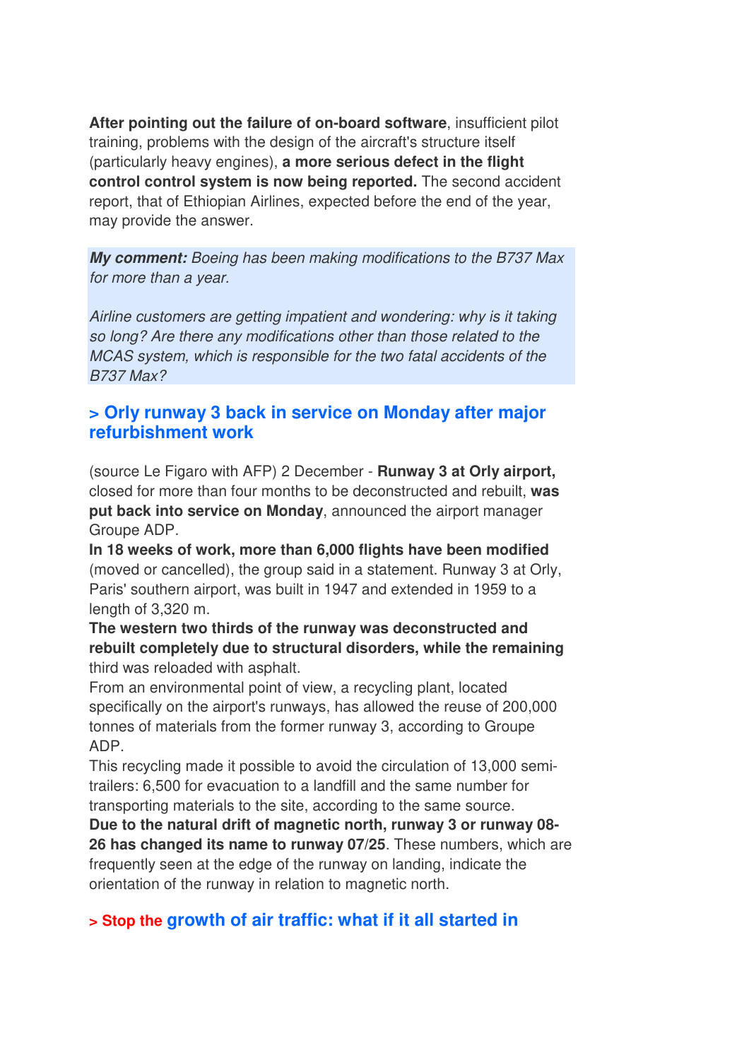**After pointing out the failure of on-board software**, insufficient pilot training, problems with the design of the aircraft's structure itself (particularly heavy engines), **a more serious defect in the flight control control system is now being reported.** The second accident report, that of Ethiopian Airlines, expected before the end of the year, may provide the answer.

***My comment:*** *Boeing has been making modifications to the B737 Max for more than a year.*

*Airline customers are getting impatient and wondering: why is it taking so long? Are there any modifications other than those related to the MCAS system, which is responsible for the two fatal accidents of the B737 Max?*

## > Orly runway 3 back in service on Monday after major refurbishment work

(source Le Figaro with AFP) 2 December - **Runway 3 at Orly airport,** closed for more than four months to be deconstructed and rebuilt, **was put back into service on Monday**, announced the airport manager Groupe ADP.
**In 18 weeks of work, more than 6,000 flights have been modified** (moved or cancelled), the group said in a statement. Runway 3 at Orly, Paris' southern airport, was built in 1947 and extended in 1959 to a length of 3,320 m.
**The western two thirds of the runway was deconstructed and rebuilt completely due to structural disorders, while the remaining** third was reloaded with asphalt.
From an environmental point of view, a recycling plant, located specifically on the airport's runways, has allowed the reuse of 200,000 tonnes of materials from the former runway 3, according to Groupe ADP.
This recycling made it possible to avoid the circulation of 13,000 semi-trailers: 6,500 for evacuation to a landfill and the same number for transporting materials to the site, according to the same source.
**Due to the natural drift of magnetic north, runway 3 or runway 08-26 has changed its name to runway 07/25**. These numbers, which are frequently seen at the edge of the runway on landing, indicate the orientation of the runway in relation to magnetic north.

## > Stop the growth of air traffic: what if it all started in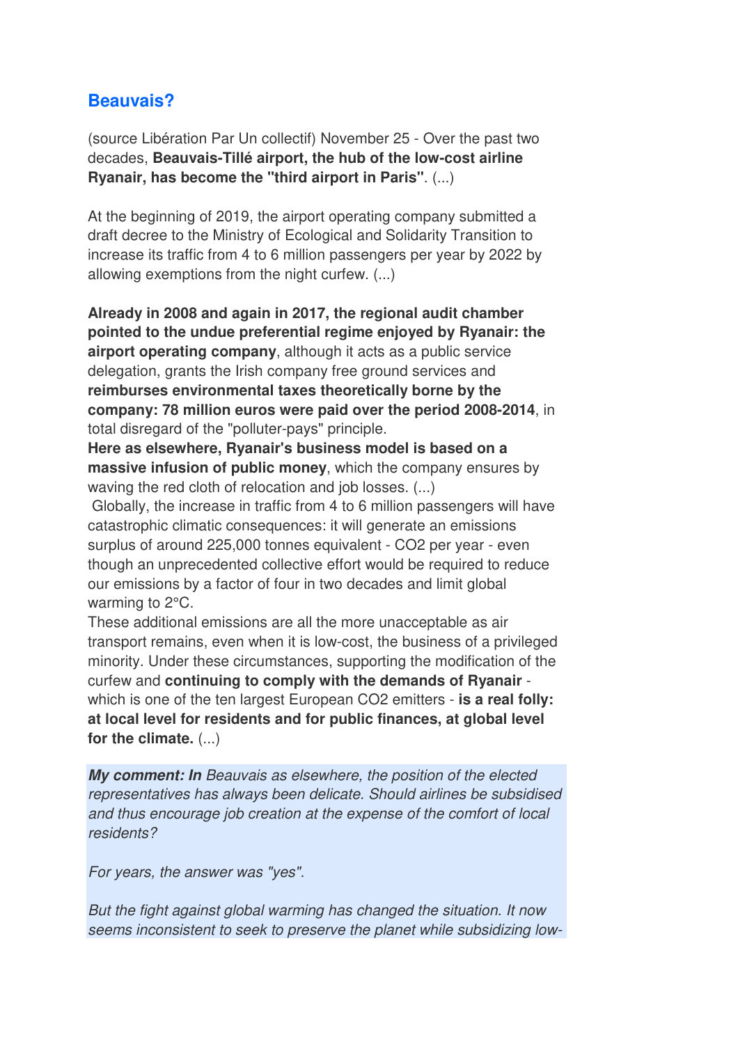## Beauvais?

(source Libération Par Un collectif) November 25 - Over the past two decades, **Beauvais-Tillé airport, the hub of the low-cost airline Ryanair, has become the "third airport in Paris"**. (...)

At the beginning of 2019, the airport operating company submitted a draft decree to the Ministry of Ecological and Solidarity Transition to increase its traffic from 4 to 6 million passengers per year by 2022 by allowing exemptions from the night curfew. (...)

**Already in 2008 and again in 2017, the regional audit chamber pointed to the undue preferential regime enjoyed by Ryanair: the airport operating company**, although it acts as a public service delegation, grants the Irish company free ground services and **reimburses environmental taxes theoretically borne by the company: 78 million euros were paid over the period 2008-2014**, in total disregard of the "polluter-pays" principle.

**Here as elsewhere, Ryanair's business model is based on a massive infusion of public money**, which the company ensures by waving the red cloth of relocation and job losses. (...)

Globally, the increase in traffic from 4 to 6 million passengers will have catastrophic climatic consequences: it will generate an emissions surplus of around 225,000 tonnes equivalent - $CO_2$ per year - even though an unprecedented collective effort would be required to reduce our emissions by a factor of four in two decades and limit global warming to 2°C.

These additional emissions are all the more unacceptable as air transport remains, even when it is low-cost, the business of a privileged minority. Under these circumstances, supporting the modification of the curfew and **continuing to comply with the demands of Ryanair** - which is one of the ten largest European $CO_2$ emitters - **is a real folly: at local level for residents and for public finances, at global level for the climate.** (...)

***My comment: In*** *Beauvais as elsewhere, the position of the elected representatives has always been delicate. Should airlines be subsidised and thus encourage job creation at the expense of the comfort of local residents?*

*For years, the answer was "yes".*

*But the fight against global warming has changed the situation. It now seems inconsistent to seek to preserve the planet while subsidizing low-*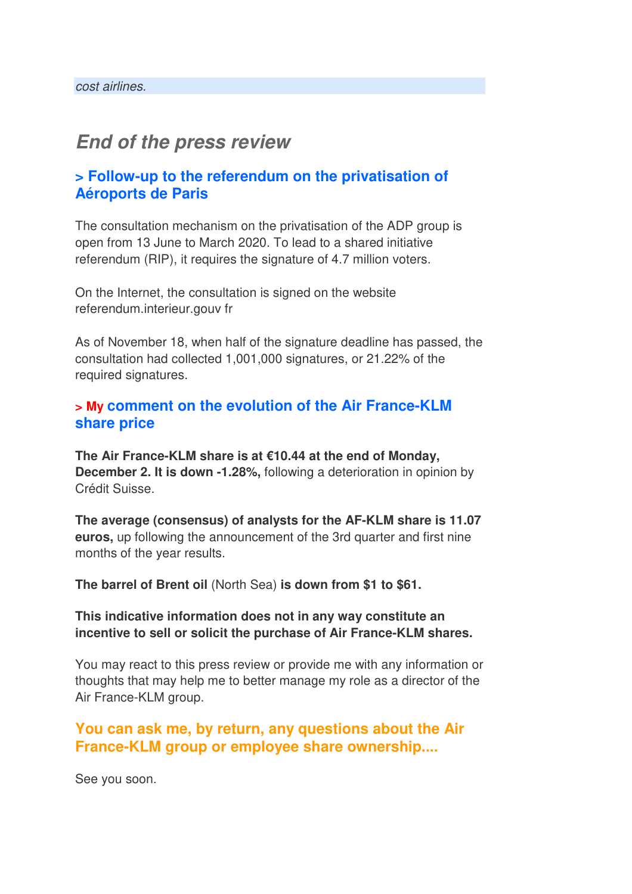*cost airlines.*

## *End of the press review*

### > Follow-up to the referendum on the privatisation of Aéroports de Paris

The consultation mechanism on the privatisation of the ADP group is open from 13 June to March 2020. To lead to a shared initiative referendum (RIP), it requires the signature of 4.7 million voters.

On the Internet, the consultation is signed on the website referendum.interieur.gouv fr

As of November 18, when half of the signature deadline has passed, the consultation had collected 1,001,000 signatures, or 21.22% of the required signatures.

### > My comment on the evolution of the Air France-KLM share price

**The Air France-KLM share is at €10.44 at the end of Monday, December 2. It is down -1.28%,** following a deterioration in opinion by Crédit Suisse.

**The average (consensus) of analysts for the AF-KLM share is 11.07 euros,** up following the announcement of the 3rd quarter and first nine months of the year results.

**The barrel of Brent oil** (North Sea) **is down from $1 to $61.**

**This indicative information does not in any way constitute an incentive to sell or solicit the purchase of Air France-KLM shares.**

You may react to this press review or provide me with any information or thoughts that may help me to better manage my role as a director of the Air France-KLM group.

### You can ask me, by return, any questions about the Air France-KLM group or employee share ownership....

See you soon.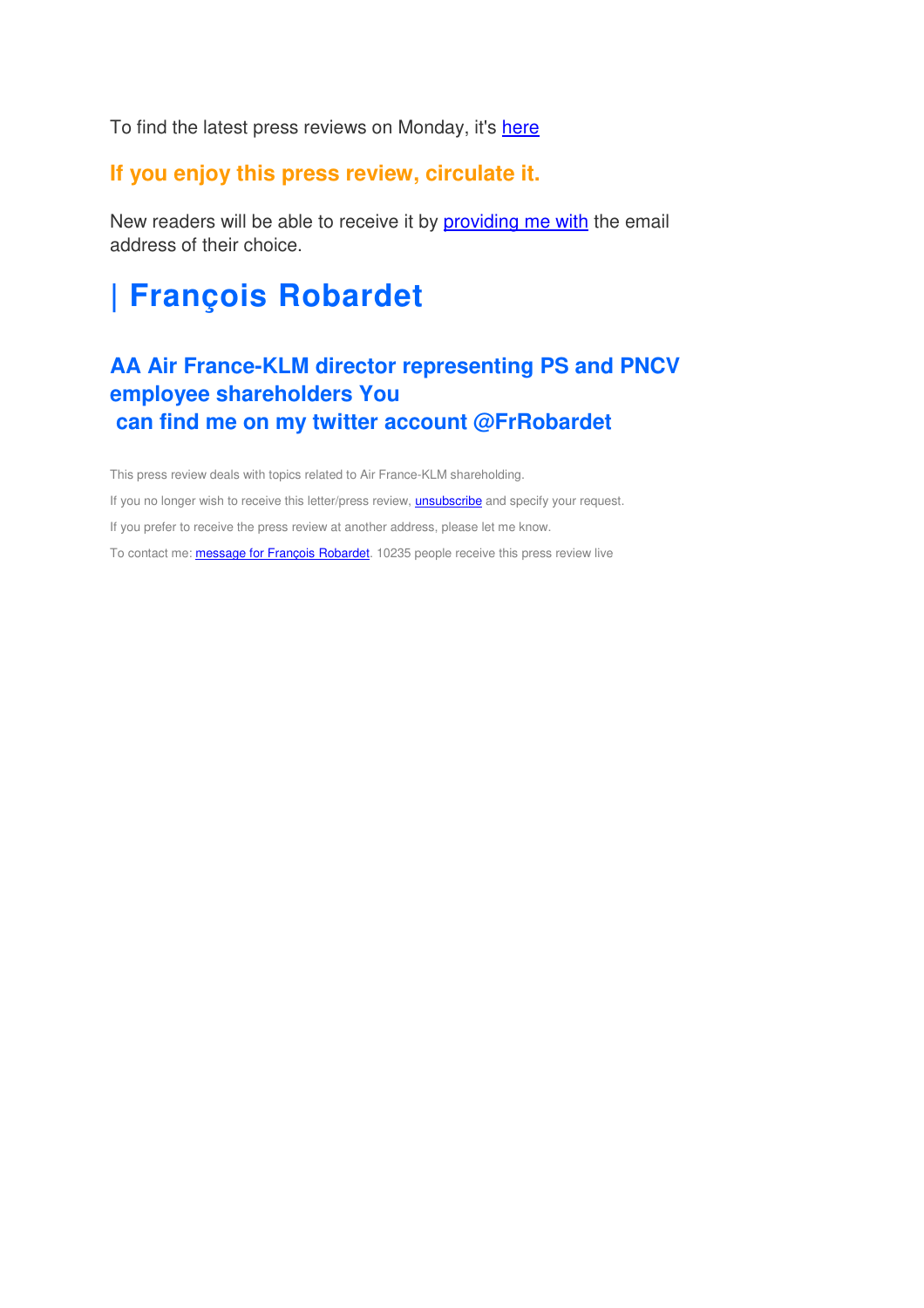To find the latest press reviews on Monday, it's here

**If you enjoy this press review, circulate it.**

New readers will be able to receive it by providing me with the email address of their choice.

# | François Robardet

### AA Air France-KLM director representing PS and PNCV employee shareholders You can find me on my twitter account @FrRobardet

This press review deals with topics related to Air France-KLM shareholding.

If you no longer wish to receive this letter/press review, unsubscribe and specify your request.

If you prefer to receive the press review at another address, please let me know.

To contact me: message for François Robardet. 10235 people receive this press review live